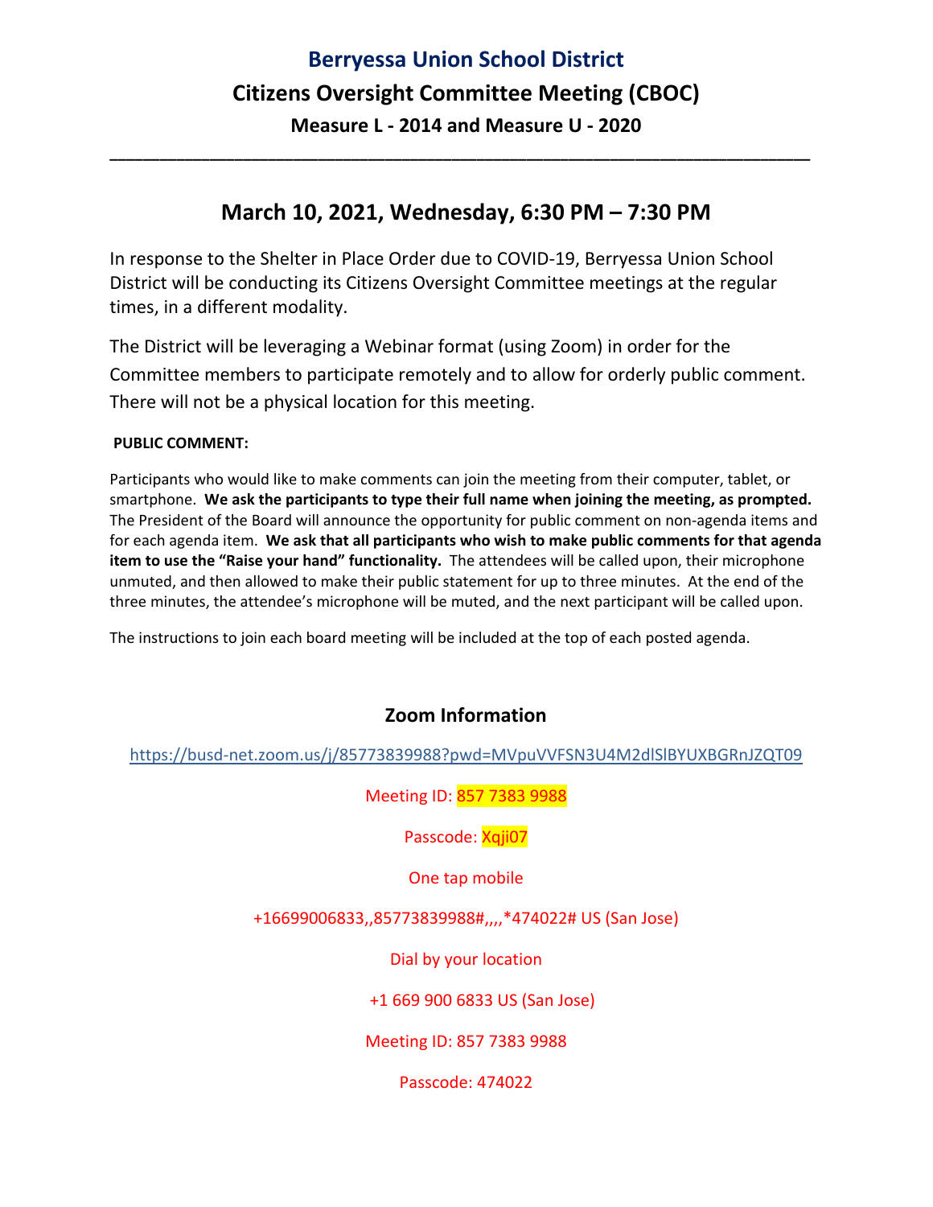# Berryessa Union School District

## Citizens Oversight Committee Meeting (CBOC)

### Measure L - 2014 and Measure U - 2020

---

## March 10, 2021, Wednesday, 6:30 PM – 7:30 PM

In response to the Shelter in Place Order due to COVID-19, Berryessa Union School District will be conducting its Citizens Oversight Committee meetings at the regular times, in a different modality.

The District will be leveraging a Webinar format (using Zoom) in order for the Committee members to participate remotely and to allow for orderly public comment. There will not be a physical location for this meeting.

**PUBLIC COMMENT:**

Participants who would like to make comments can join the meeting from their computer, tablet, or smartphone. **We ask the participants to type their full name when joining the meeting, as prompted.** The President of the Board will announce the opportunity for public comment on non-agenda items and for each agenda item. **We ask that all participants who wish to make public comments for that agenda item to use the "Raise your hand" functionality.** The attendees will be called upon, their microphone unmuted, and then allowed to make their public statement for up to three minutes. At the end of the three minutes, the attendee's microphone will be muted, and the next participant will be called upon.

The instructions to join each board meeting will be included at the top of each posted agenda.

### Zoom Information

https://busd-net.zoom.us/j/85773839988?pwd=MVpuVVFSN3U4M2dlSlBYUXBGRnJZQT09

Meeting ID: 857 7383 9988

Passcode: Xqji07

One tap mobile

+16699006833,,85773839988#,,,,*474022# US (San Jose)

Dial by your location

+1 669 900 6833 US (San Jose)

Meeting ID: 857 7383 9988

Passcode: 474022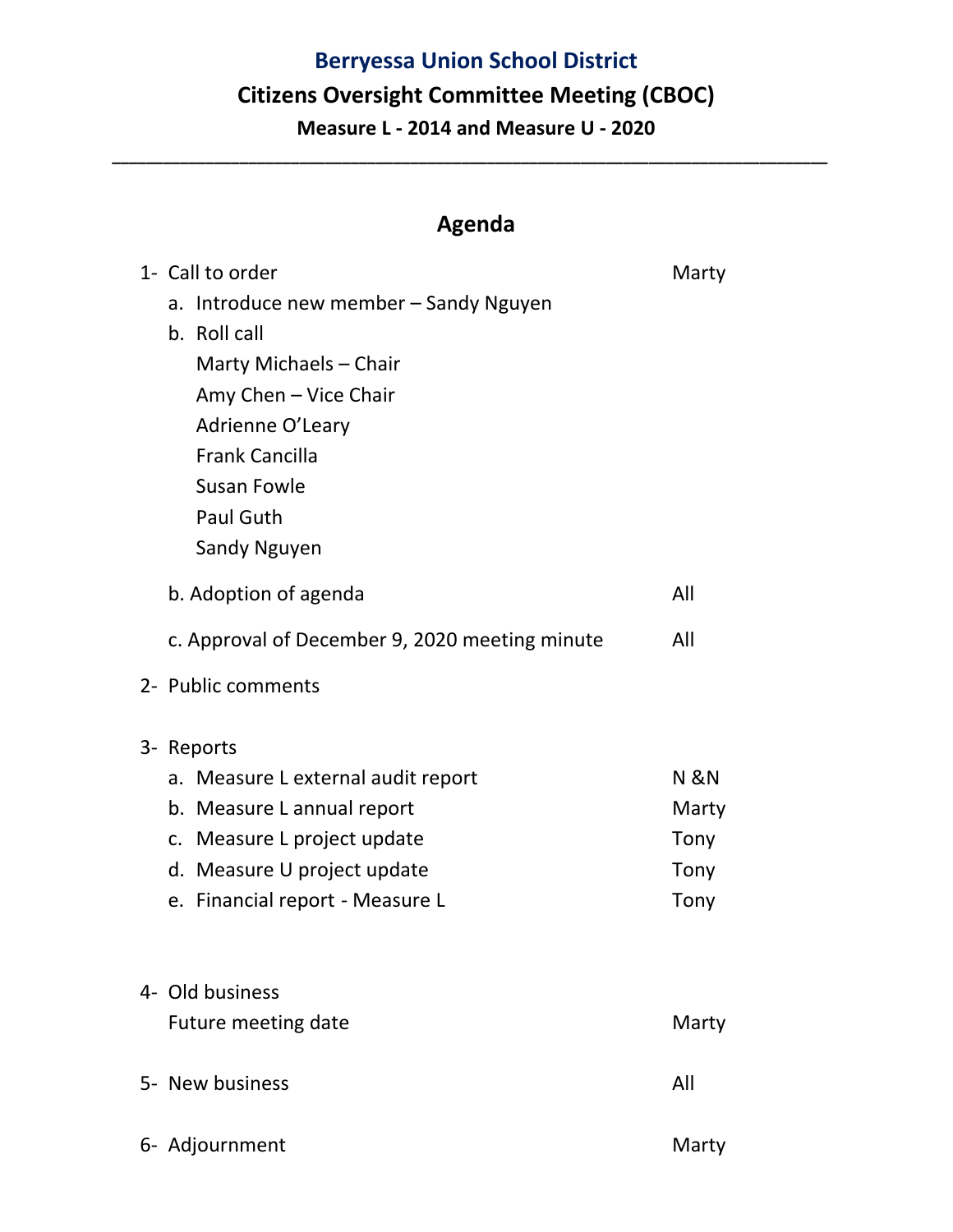# Berryessa Union School District

## Citizens Oversight Committee Meeting (CBOC)

### Measure L - 2014 and Measure U - 2020

---

## Agenda

1- Call to order — Marty

   a. Introduce new member – Sandy Nguyen

   b. Roll call

      Marty Michaels – Chair
      Amy Chen – Vice Chair
      Adrienne O'Leary
      Frank Cancilla
      Susan Fowle
      Paul Guth
      Sandy Nguyen

   b. Adoption of agenda — All

   c. Approval of December 9, 2020 meeting minute — All

2- Public comments

3- Reports

   a. Measure L external audit report — N &N
   b. Measure L annual report — Marty
   c. Measure L project update — Tony
   d. Measure U project update — Tony
   e. Financial report - Measure L — Tony

4- Old business

   Future meeting date — Marty

5- New business — All

6- Adjournment — Marty